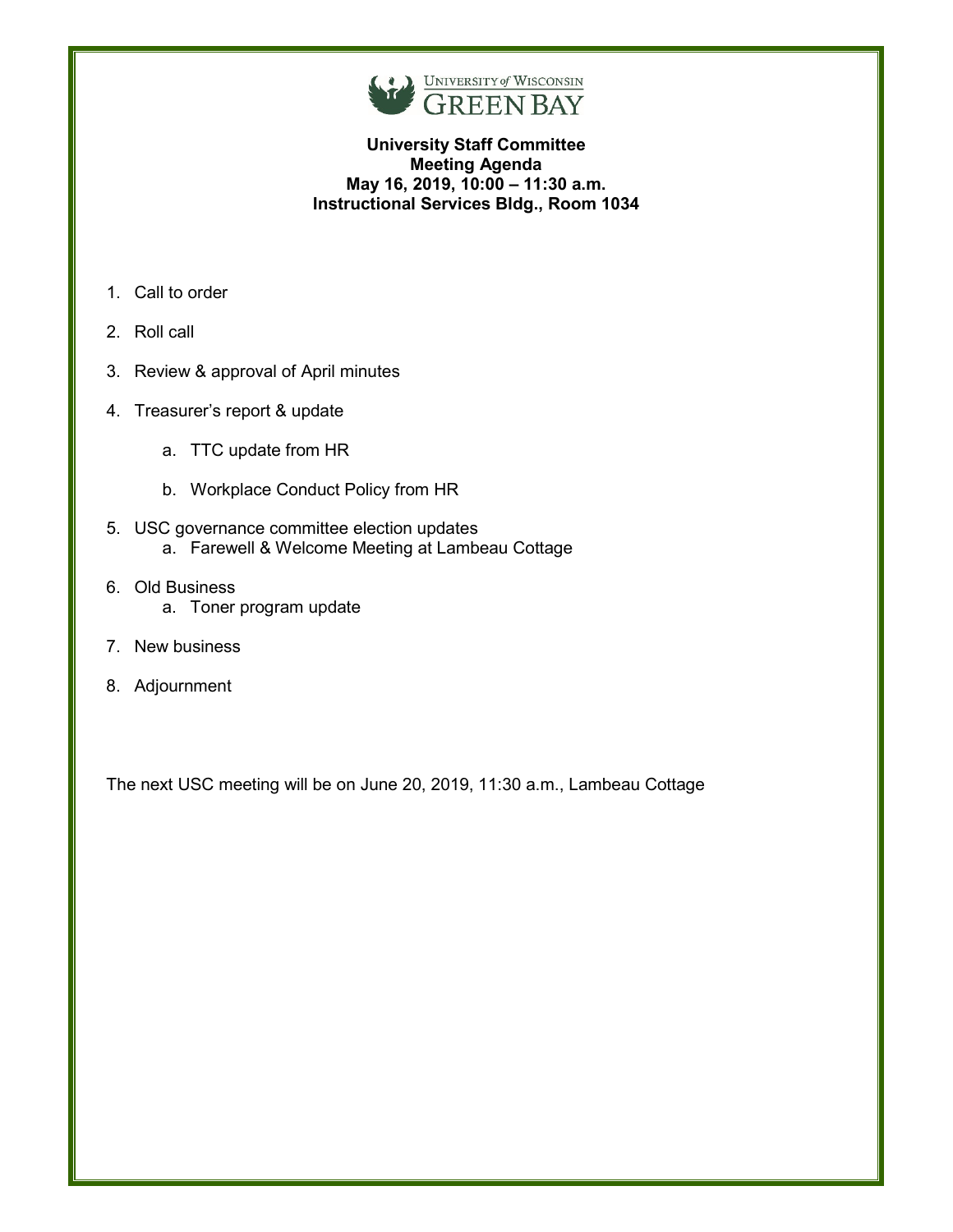University of Wisconsin Green Bay

**University Staff Committee**
**Meeting Agenda**
**May 16, 2019, 10:00 – 11:30 a.m.**
**Instructional Services Bldg., Room 1034**

1. Call to order
2. Roll call
3. Review & approval of April minutes
4. Treasurer's report & update
   a. TTC update from HR
   b. Workplace Conduct Policy from HR
5. USC governance committee election updates
   a. Farewell & Welcome Meeting at Lambeau Cottage
6. Old Business
   a. Toner program update
7. New business
8. Adjournment

The next USC meeting will be on June 20, 2019, 11:30 a.m., Lambeau Cottage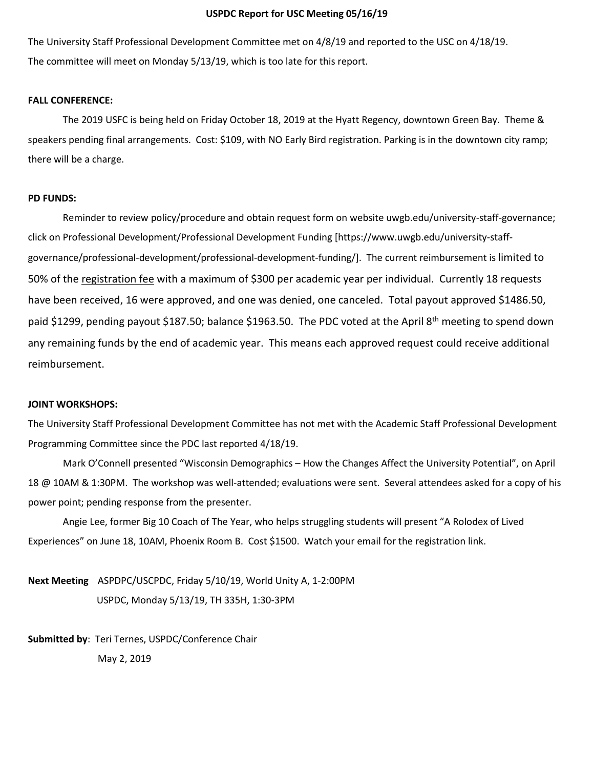# USPDC Report for USC Meeting 05/16/19

The University Staff Professional Development Committee met on 4/8/19 and reported to the USC on 4/18/19.
The committee will meet on Monday 5/13/19, which is too late for this report.

**FALL CONFERENCE:**

The 2019 USFC is being held on Friday October 18, 2019 at the Hyatt Regency, downtown Green Bay. Theme & speakers pending final arrangements. Cost: $109, with NO Early Bird registration. Parking is in the downtown city ramp; there will be a charge.

**PD FUNDS:**

Reminder to review policy/procedure and obtain request form on website uwgb.edu/university-staff-governance; click on Professional Development/Professional Development Funding [https://www.uwgb.edu/university-staff-governance/professional-development/professional-development-funding/]. The current reimbursement is limited to 50% of the registration fee with a maximum of $300 per academic year per individual. Currently 18 requests have been received, 16 were approved, and one was denied, one canceled. Total payout approved $1486.50, paid $1299, pending payout $187.50; balance $1963.50. The PDC voted at the April 8th meeting to spend down any remaining funds by the end of academic year. This means each approved request could receive additional reimbursement.

**JOINT WORKSHOPS:**

The University Staff Professional Development Committee has not met with the Academic Staff Professional Development Programming Committee since the PDC last reported 4/18/19.

Mark O'Connell presented "Wisconsin Demographics – How the Changes Affect the University Potential", on April 18 @ 10AM & 1:30PM. The workshop was well-attended; evaluations were sent. Several attendees asked for a copy of his power point; pending response from the presenter.

Angie Lee, former Big 10 Coach of The Year, who helps struggling students will present "A Rolodex of Lived Experiences" on June 18, 10AM, Phoenix Room B. Cost $1500. Watch your email for the registration link.

**Next Meeting** ASPDPC/USCPDC, Friday 5/10/19, World Unity A, 1-2:00PM
USPDC, Monday 5/13/19, TH 335H, 1:30-3PM

**Submitted by**: Teri Ternes, USPDC/Conference Chair
May 2, 2019